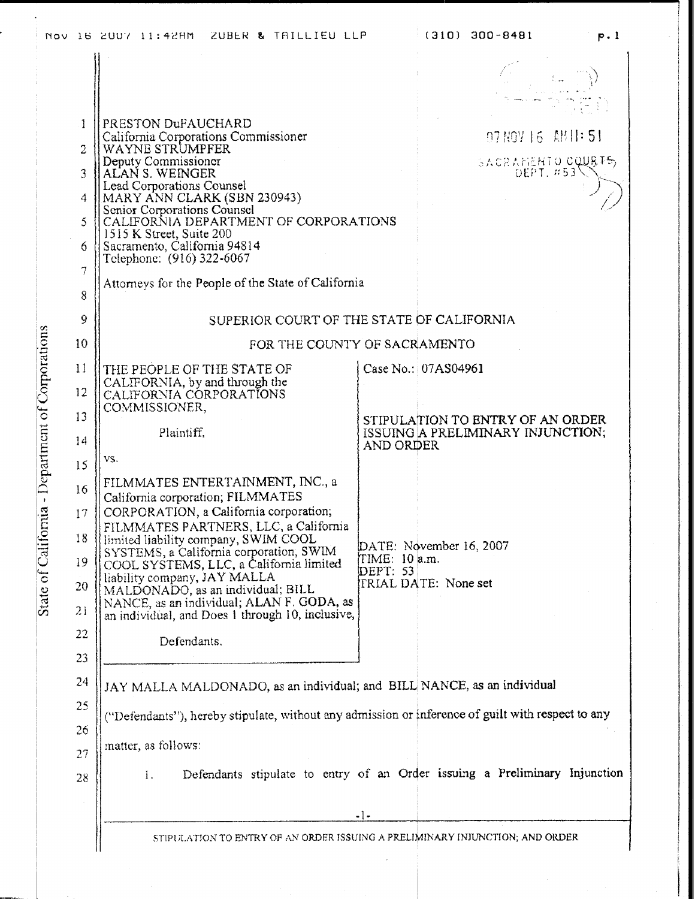PRESTON DuFAUCHARD
California Corporations Commissioner
WAYNE STRUMPFER
Deputy Commissioner
ALAN S. WEINGER
Lead Corporations Counsel
MARY ANN CLARK (SBN 230943)
Senior Corporations Counsel
CALIFORNIA DEPARTMENT OF CORPORATIONS
1515 K Street, Suite 200
Sacramento, California 94814
Telephone: (916) 322-6067

Attorneys for the People of the State of California

07 NOV 16 AM 11:51
SACRAMENTO COURTS
DEPT. #53

## SUPERIOR COURT OF THE STATE OF CALIFORNIA

## FOR THE COUNTY OF SACRAMENTO

THE PEOPLE OF THE STATE OF CALIFORNIA, by and through the CALIFORNIA CORPORATIONS COMMISSIONER,

Plaintiff,

vs.

FILMMATES ENTERTAINMENT, INC., a California corporation; FILMMATES CORPORATION, a California corporation; FILMMATES PARTNERS, LLC, a California limited liability company, SWIM COOL SYSTEMS, a California corporation, SWIM COOL SYSTEMS, LLC, a California limited liability company, JAY MALLA MALDONADO, as an individual; BILL NANCE, as an individual; ALAN F. GODA, as an individual, and Does 1 through 10, inclusive,

Defendants.

Case No.: 07AS04961

**STIPULATION TO ENTRY OF AN ORDER ISSUING A PRELIMINARY INJUNCTION; AND ORDER**

DATE: November 16, 2007
TIME: 10 a.m.
DEPT: 53
TRIAL DATE: None set

JAY MALLA MALDONADO, as an individual; and BILL NANCE, as an individual ("Defendants"), hereby stipulate, without any admission or inference of guilt with respect to any matter, as follows:

1. Defendants stipulate to entry of an Order issuing a Preliminary Injunction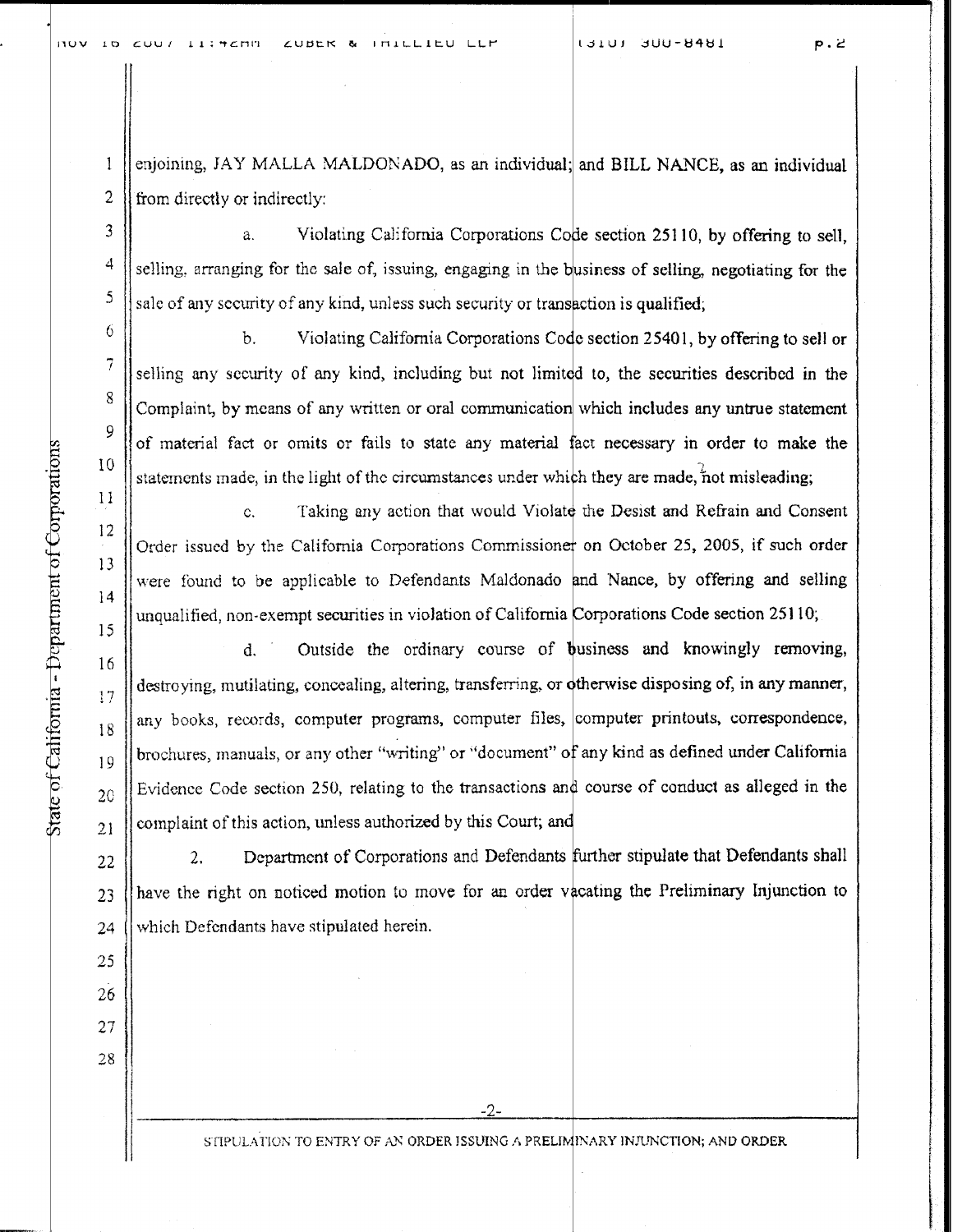enjoining, JAY MALLA MALDONADO, as an individual; and BILL NANCE, as an individual from directly or indirectly:

a. Violating California Corporations Code section 25110, by offering to sell, selling, arranging for the sale of, issuing, engaging in the business of selling, negotiating for the sale of any security of any kind, unless such security or transaction is qualified;

b. Violating California Corporations Code section 25401, by offering to sell or selling any security of any kind, including but not limited to, the securities described in the Complaint, by means of any written or oral communication which includes any untrue statement of material fact or omits or fails to state any material fact necessary in order to make the statements made, in the light of the circumstances under which they are made, not misleading;

c. Taking any action that would Violate the Desist and Refrain and Consent Order issued by the California Corporations Commissioner on October 25, 2005, if such order were found to be applicable to Defendants Maldonado and Nance, by offering and selling unqualified, non-exempt securities in violation of California Corporations Code section 25110;

d. Outside the ordinary course of business and knowingly removing, destroying, mutilating, concealing, altering, transferring, or otherwise disposing of, in any manner, any books, records, computer programs, computer files, computer printouts, correspondence, brochures, manuals, or any other "writing" or "document" of any kind as defined under California Evidence Code section 250, relating to the transactions and course of conduct as alleged in the complaint of this action, unless authorized by this Court; and

2. Department of Corporations and Defendants further stipulate that Defendants shall have the right on noticed motion to move for an order vacating the Preliminary Injunction to which Defendants have stipulated herein.

STIPULATION TO ENTRY OF AN ORDER ISSUING A PRELIMINARY INJUNCTION; AND ORDER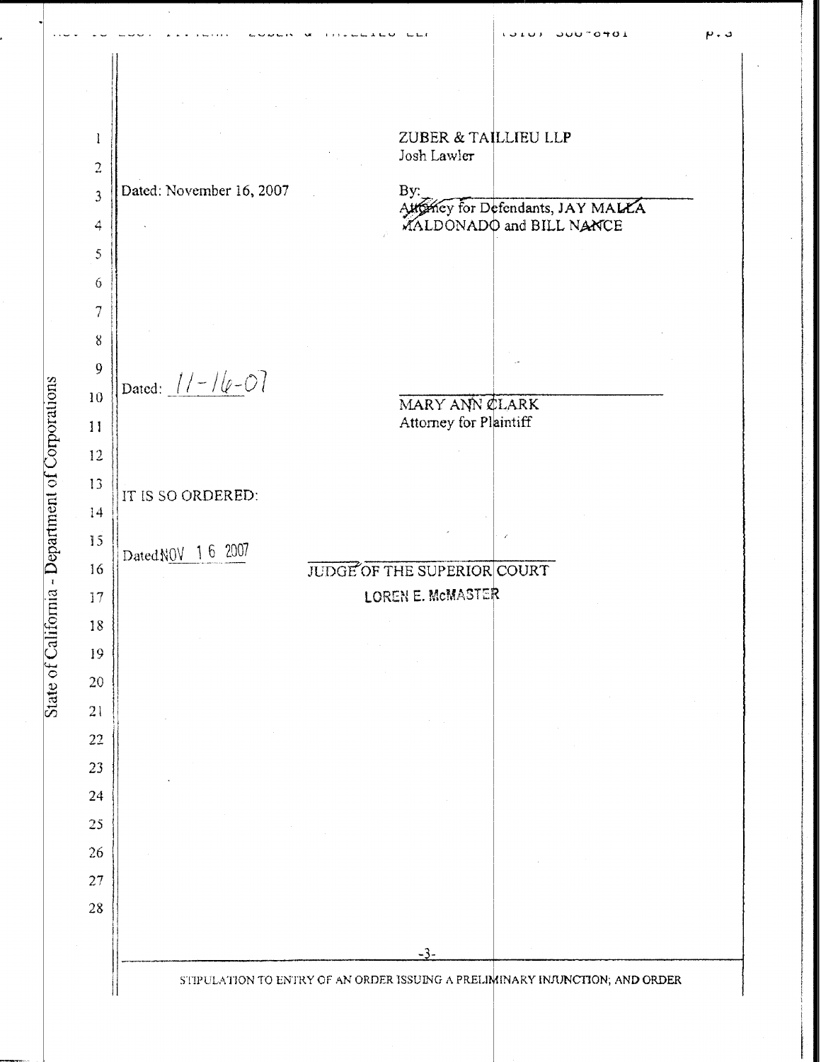ZUBER & TAILLIEU LLP
Josh Lawler

Dated: November 16, 2007

By: ______________________________
Attorney for Defendants, JAY MALLA MALDONADO and BILL NANCE

Dated: 11-16-07

______________________________
MARY ANN CLARK
Attorney for Plaintiff

IT IS SO ORDERED:

Dated NOV 16 2007

______________________________
JUDGE OF THE SUPERIOR COURT
LOREN E. McMASTER

STIPULATION TO ENTRY OF AN ORDER ISSUING A PRELIMINARY INJUNCTION; AND ORDER